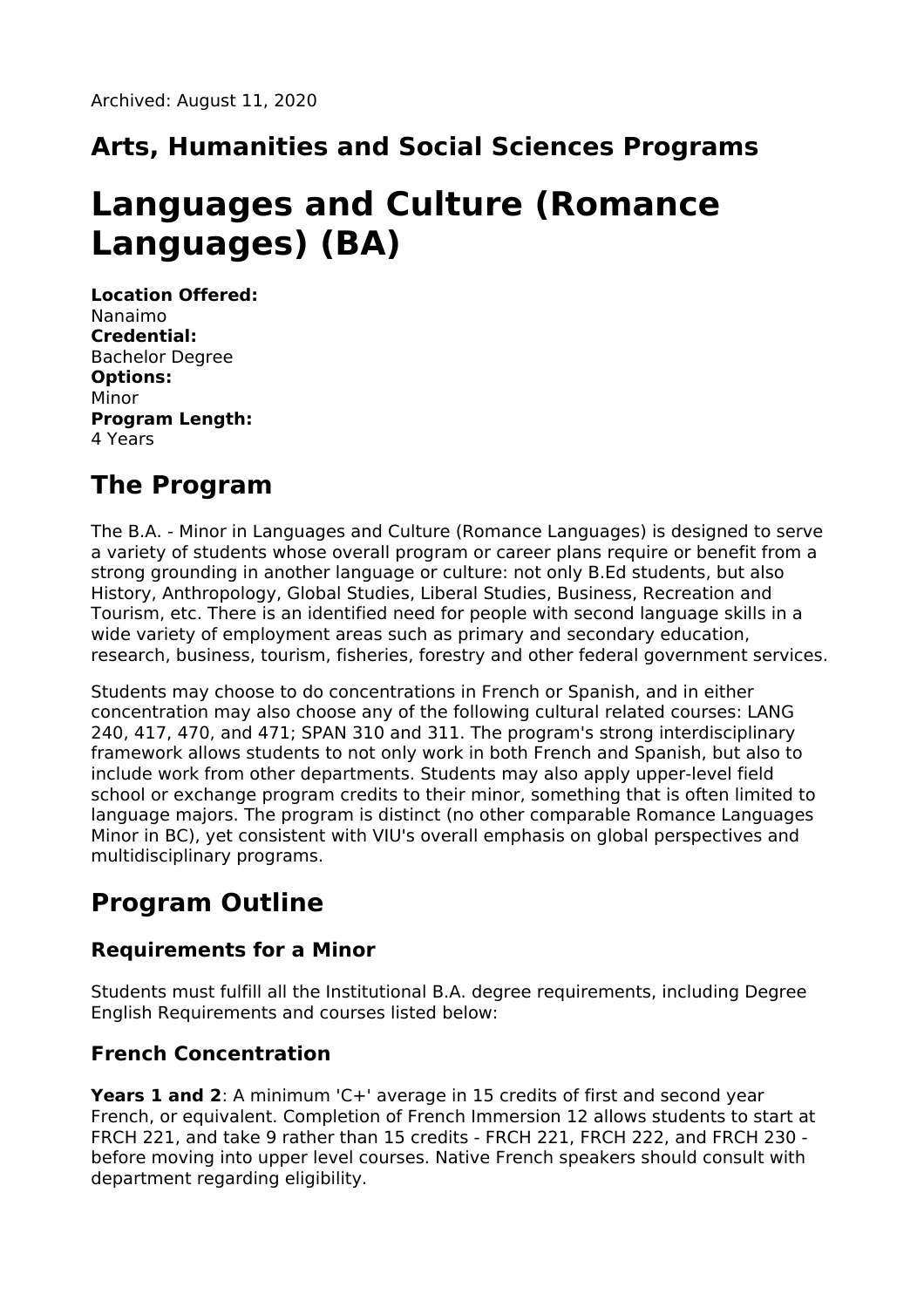Archived: August 11, 2020

## Arts, Humanities and Social Sciences Programs

# Languages and Culture (Romance Languages) (BA)

**Location Offered:**
Nanaimo
**Credential:**
Bachelor Degree
**Options:**
Minor
**Program Length:**
4 Years

# The Program

The B.A. - Minor in Languages and Culture (Romance Languages) is designed to serve a variety of students whose overall program or career plans require or benefit from a strong grounding in another language or culture: not only B.Ed students, but also History, Anthropology, Global Studies, Liberal Studies, Business, Recreation and Tourism, etc. There is an identified need for people with second language skills in a wide variety of employment areas such as primary and secondary education, research, business, tourism, fisheries, forestry and other federal government services.

Students may choose to do concentrations in French or Spanish, and in either concentration may also choose any of the following cultural related courses: LANG 240, 417, 470, and 471; SPAN 310 and 311. The program's strong interdisciplinary framework allows students to not only work in both French and Spanish, but also to include work from other departments. Students may also apply upper-level field school or exchange program credits to their minor, something that is often limited to language majors. The program is distinct (no other comparable Romance Languages Minor in BC), yet consistent with VIU's overall emphasis on global perspectives and multidisciplinary programs.

# Program Outline

### Requirements for a Minor

Students must fulfill all the Institutional B.A. degree requirements, including Degree English Requirements and courses listed below:

### French Concentration

**Years 1 and 2**: A minimum 'C+' average in 15 credits of first and second year French, or equivalent. Completion of French Immersion 12 allows students to start at FRCH 221, and take 9 rather than 15 credits - FRCH 221, FRCH 222, and FRCH 230 - before moving into upper level courses. Native French speakers should consult with department regarding eligibility.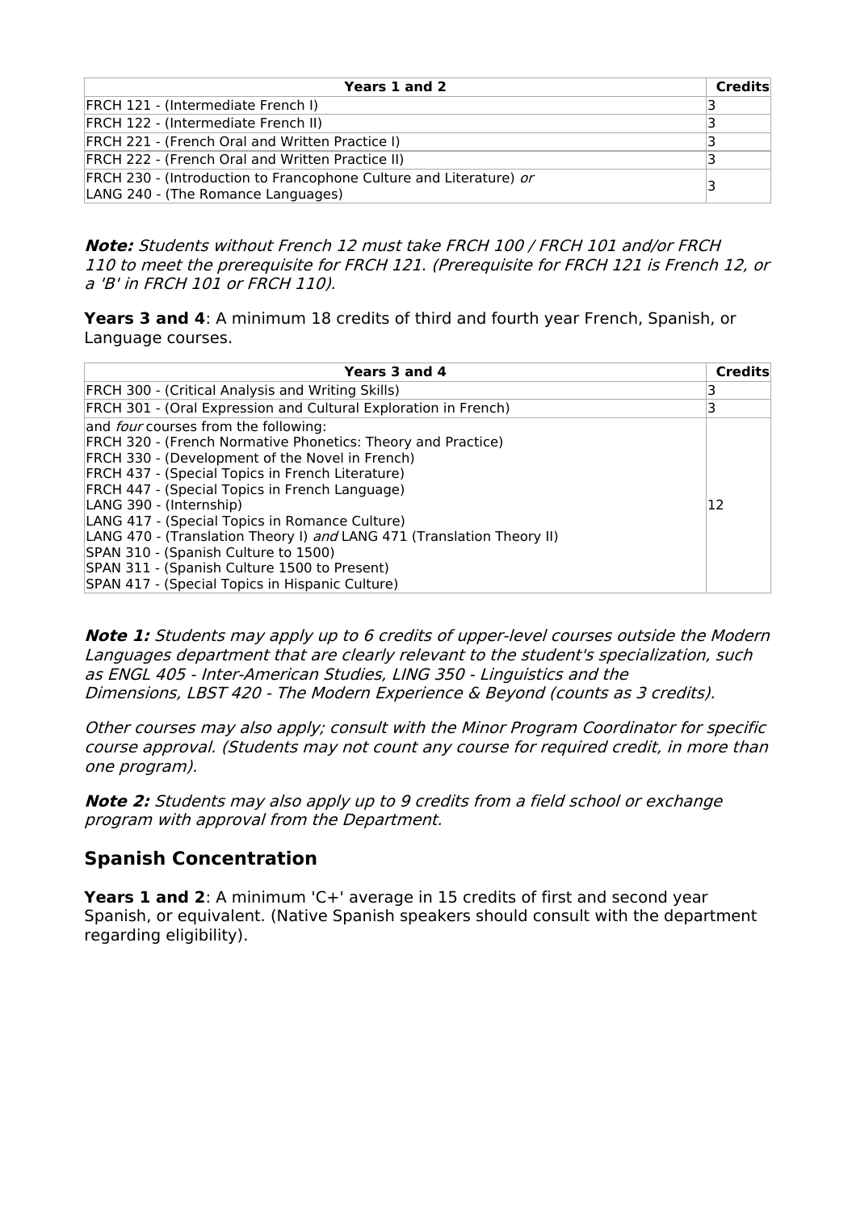| Years 1 and 2 | Credits |
|---|---|
| FRCH 121 - (Intermediate French I) | 3 |
| FRCH 122 - (Intermediate French II) | 3 |
| FRCH 221 - (French Oral and Written Practice I) | 3 |
| FRCH 222 - (French Oral and Written Practice II) | 3 |
| FRCH 230 - (Introduction to Francophone Culture and Literature) *or* LANG 240 - (The Romance Languages) | 3 |

***Note:*** *Students without French 12 must take FRCH 100 / FRCH 101 and/or FRCH 110 to meet the prerequisite for FRCH 121. (Prerequisite for FRCH 121 is French 12, or a 'B' in FRCH 101 or FRCH 110).*

**Years 3 and 4**: A minimum 18 credits of third and fourth year French, Spanish, or Language courses.

| Years 3 and 4 | Credits |
|---|---|
| FRCH 300 - (Critical Analysis and Writing Skills) | 3 |
| FRCH 301 - (Oral Expression and Cultural Exploration in French) | 3 |
| and *four* courses from the following:<br>FRCH 320 - (French Normative Phonetics: Theory and Practice)<br>FRCH 330 - (Development of the Novel in French)<br>FRCH 437 - (Special Topics in French Literature)<br>FRCH 447 - (Special Topics in French Language)<br>LANG 390 - (Internship)<br>LANG 417 - (Special Topics in Romance Culture)<br>LANG 470 - (Translation Theory I) *and* LANG 471 (Translation Theory II)<br>SPAN 310 - (Spanish Culture to 1500)<br>SPAN 311 - (Spanish Culture 1500 to Present)<br>SPAN 417 - (Special Topics in Hispanic Culture) | 12 |

***Note 1:*** *Students may apply up to 6 credits of upper-level courses outside the Modern Languages department that are clearly relevant to the student's specialization, such as ENGL 405 - Inter-American Studies, LING 350 - Linguistics and the Dimensions, LBST 420 - The Modern Experience & Beyond (counts as 3 credits).*

*Other courses may also apply; consult with the Minor Program Coordinator for specific course approval. (Students may not count any course for required credit, in more than one program).*

***Note 2:*** *Students may also apply up to 9 credits from a field school or exchange program with approval from the Department.*

## Spanish Concentration

**Years 1 and 2**: A minimum 'C+' average in 15 credits of first and second year Spanish, or equivalent. (Native Spanish speakers should consult with the department regarding eligibility).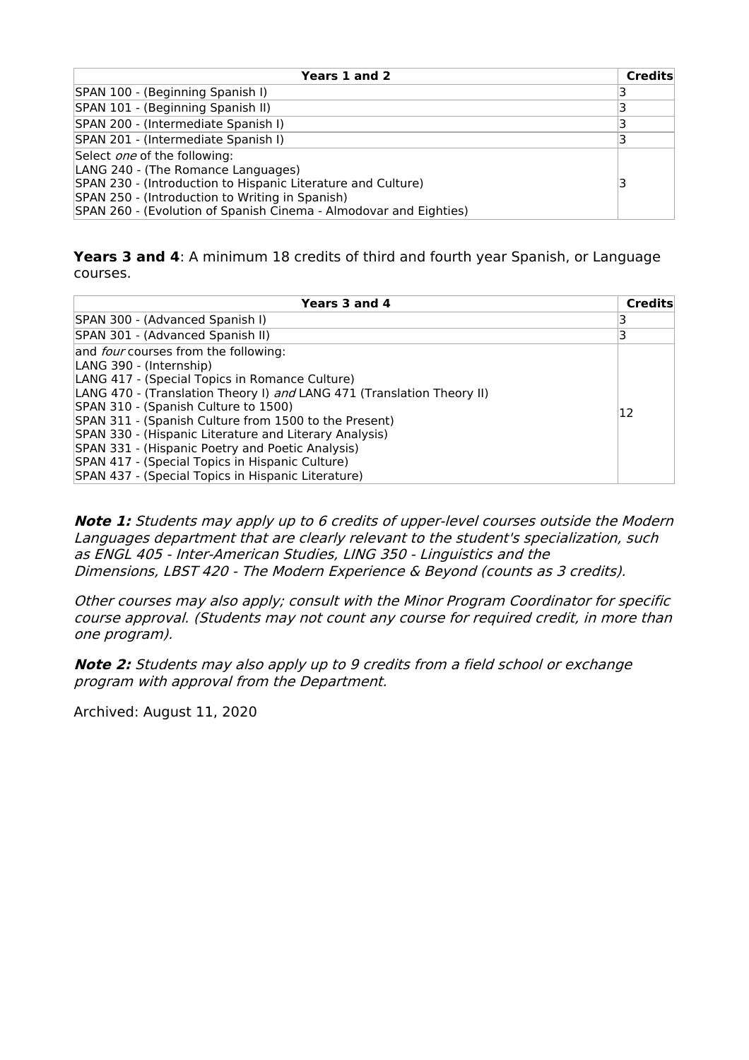| Years 1 and 2 | Credits |
| --- | --- |
| SPAN 100 - (Beginning Spanish I) | 3 |
| SPAN 101 - (Beginning Spanish II) | 3 |
| SPAN 200 - (Intermediate Spanish I) | 3 |
| SPAN 201 - (Intermediate Spanish I) | 3 |
| Select *one* of the following:<br>LANG 240 - (The Romance Languages)<br>SPAN 230 - (Introduction to Hispanic Literature and Culture)<br>SPAN 250 - (Introduction to Writing in Spanish)<br>SPAN 260 - (Evolution of Spanish Cinema - Almodovar and Eighties) | 3 |

**Years 3 and 4**: A minimum 18 credits of third and fourth year Spanish, or Language courses.

| Years 3 and 4 | Credits |
| --- | --- |
| SPAN 300 - (Advanced Spanish I) | 3 |
| SPAN 301 - (Advanced Spanish II) | 3 |
| and *four* courses from the following:<br>LANG 390 - (Internship)<br>LANG 417 - (Special Topics in Romance Culture)<br>LANG 470 - (Translation Theory I) *and* LANG 471 (Translation Theory II)<br>SPAN 310 - (Spanish Culture to 1500)<br>SPAN 311 - (Spanish Culture from 1500 to the Present)<br>SPAN 330 - (Hispanic Literature and Literary Analysis)<br>SPAN 331 - (Hispanic Poetry and Poetic Analysis)<br>SPAN 417 - (Special Topics in Hispanic Culture)<br>SPAN 437 - (Special Topics in Hispanic Literature) | 12 |

***Note 1:*** *Students may apply up to 6 credits of upper-level courses outside the Modern Languages department that are clearly relevant to the student's specialization, such as ENGL 405 - Inter-American Studies, LING 350 - Linguistics and the Dimensions, LBST 420 - The Modern Experience & Beyond (counts as 3 credits).*

*Other courses may also apply; consult with the Minor Program Coordinator for specific course approval. (Students may not count any course for required credit, in more than one program).*

***Note 2:*** *Students may also apply up to 9 credits from a field school or exchange program with approval from the Department.*

Archived: August 11, 2020